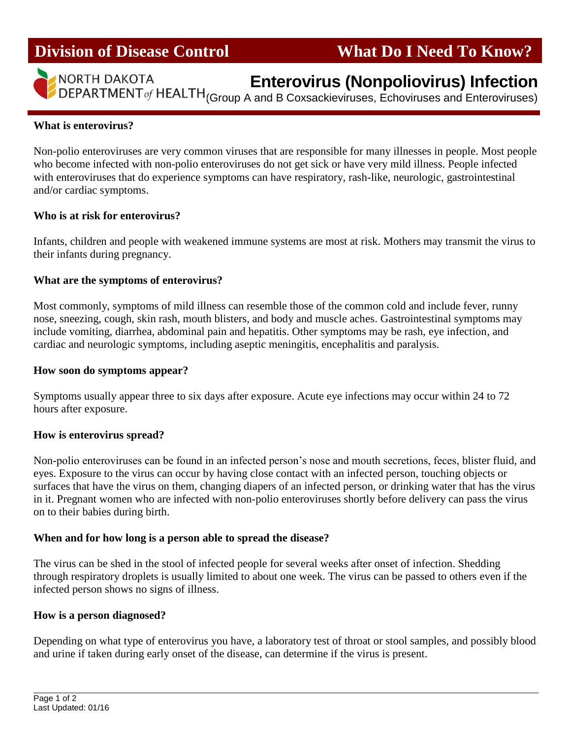**Division of Disease Control** **What Do I Need To Know?**

NORTH DAKOTA DEPARTMENT *of* HEALTH

# Enterovirus (Nonpoliovirus) Infection

(Group A and B Coxsackieviruses, Echoviruses and Enteroviruses)

### What is enterovirus?

Non-polio enteroviruses are very common viruses that are responsible for many illnesses in people. Most people who become infected with non-polio enteroviruses do not get sick or have very mild illness. People infected with enteroviruses that do experience symptoms can have respiratory, rash-like, neurologic, gastrointestinal and/or cardiac symptoms.

### Who is at risk for enterovirus?

Infants, children and people with weakened immune systems are most at risk. Mothers may transmit the virus to their infants during pregnancy.

### What are the symptoms of enterovirus?

Most commonly, symptoms of mild illness can resemble those of the common cold and include fever, runny nose, sneezing, cough, skin rash, mouth blisters, and body and muscle aches. Gastrointestinal symptoms may include vomiting, diarrhea, abdominal pain and hepatitis. Other symptoms may be rash, eye infection, and cardiac and neurologic symptoms, including aseptic meningitis, encephalitis and paralysis.

### How soon do symptoms appear?

Symptoms usually appear three to six days after exposure. Acute eye infections may occur within 24 to 72 hours after exposure.

### How is enterovirus spread?

Non-polio enteroviruses can be found in an infected person's nose and mouth secretions, feces, blister fluid, and eyes. Exposure to the virus can occur by having close contact with an infected person, touching objects or surfaces that have the virus on them, changing diapers of an infected person, or drinking water that has the virus in it. Pregnant women who are infected with non-polio enteroviruses shortly before delivery can pass the virus on to their babies during birth.

### When and for how long is a person able to spread the disease?

The virus can be shed in the stool of infected people for several weeks after onset of infection. Shedding through respiratory droplets is usually limited to about one week. The virus can be passed to others even if the infected person shows no signs of illness.

### How is a person diagnosed?

Depending on what type of enterovirus you have, a laboratory test of throat or stool samples, and possibly blood and urine if taken during early onset of the disease, can determine if the virus is present.

Last Updated: 01/16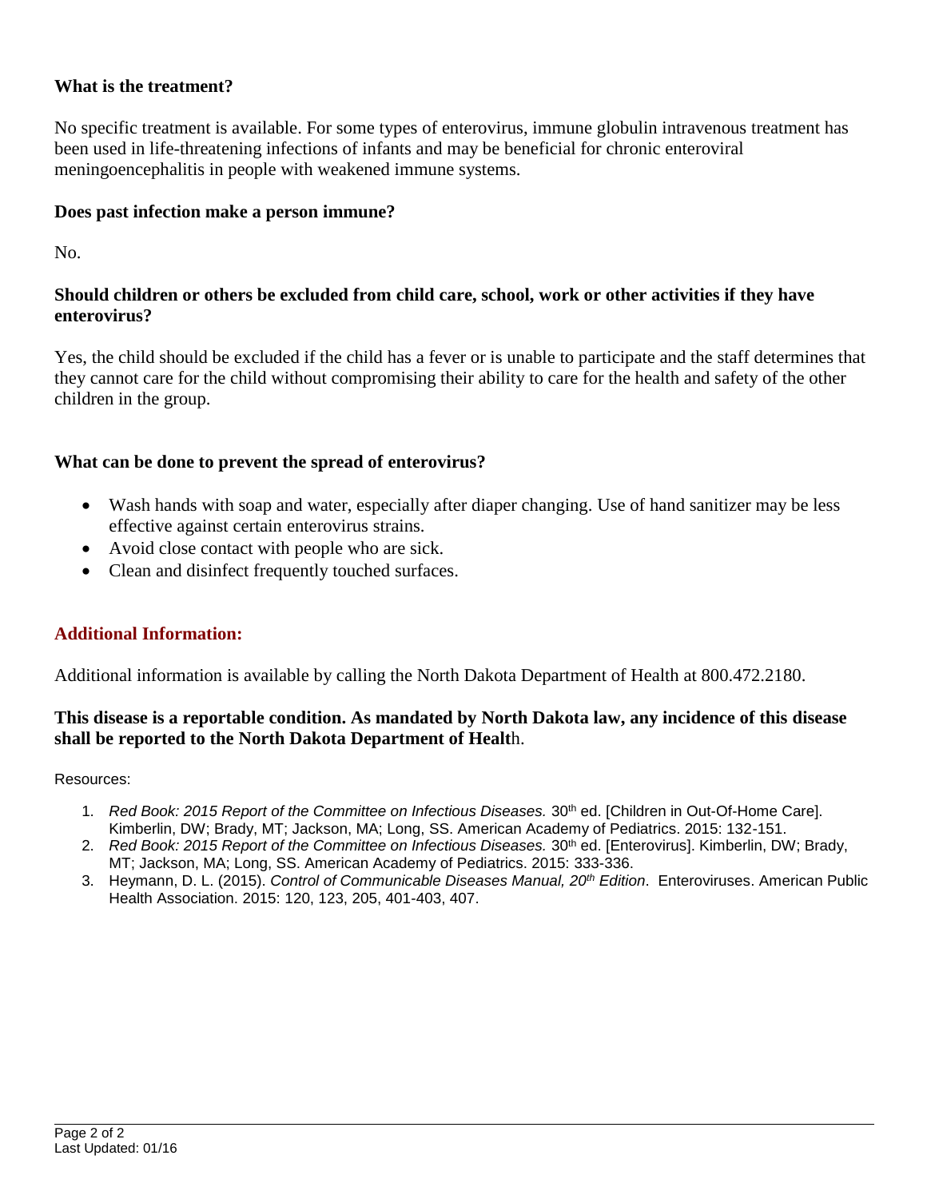**What is the treatment?**

No specific treatment is available. For some types of enterovirus, immune globulin intravenous treatment has been used in life-threatening infections of infants and may be beneficial for chronic enteroviral meningoencephalitis in people with weakened immune systems.

**Does past infection make a person immune?**

No.

**Should children or others be excluded from child care, school, work or other activities if they have enterovirus?**

Yes, the child should be excluded if the child has a fever or is unable to participate and the staff determines that they cannot care for the child without compromising their ability to care for the health and safety of the other children in the group.

**What can be done to prevent the spread of enterovirus?**

- Wash hands with soap and water, especially after diaper changing. Use of hand sanitizer may be less effective against certain enterovirus strains.
- Avoid close contact with people who are sick.
- Clean and disinfect frequently touched surfaces.

## Additional Information:

Additional information is available by calling the North Dakota Department of Health at 800.472.2180.

**This disease is a reportable condition. As mandated by North Dakota law, any incidence of this disease shall be reported to the North Dakota Department of Health.**

Resources:

1. *Red Book: 2015 Report of the Committee on Infectious Diseases.* 30th ed. [Children in Out-Of-Home Care]. Kimberlin, DW; Brady, MT; Jackson, MA; Long, SS. American Academy of Pediatrics. 2015: 132-151.
2. *Red Book: 2015 Report of the Committee on Infectious Diseases.* 30th ed. [Enterovirus]. Kimberlin, DW; Brady, MT; Jackson, MA; Long, SS. American Academy of Pediatrics. 2015: 333-336.
3. Heymann, D. L. (2015). *Control of Communicable Diseases Manual, 20th Edition*. Enteroviruses. American Public Health Association. 2015: 120, 123, 205, 401-403, 407.

Last Updated: 01/16